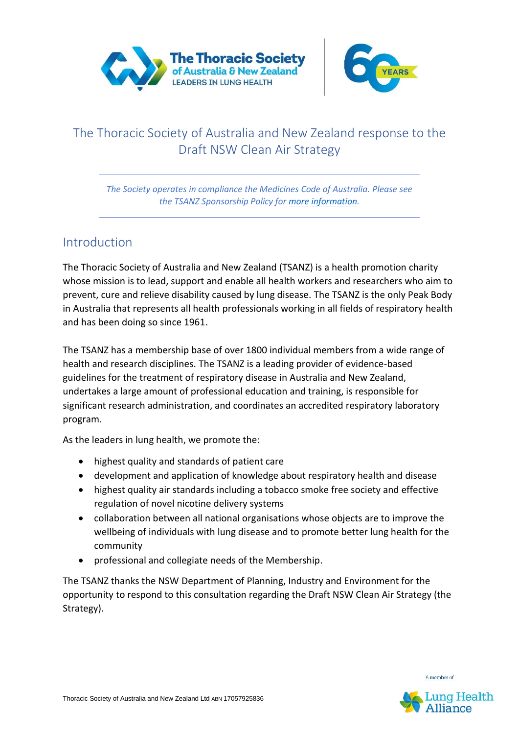# The Thoracic Society of Australia and New Zealand response to the Draft NSW Clean Air Strategy

*The Society operates in compliance the Medicines Code of Australia. Please see the TSANZ Sponsorship Policy for more information.*

## Introduction

The Thoracic Society of Australia and New Zealand (TSANZ) is a health promotion charity whose mission is to lead, support and enable all health workers and researchers who aim to prevent, cure and relieve disability caused by lung disease. The TSANZ is the only Peak Body in Australia that represents all health professionals working in all fields of respiratory health and has been doing so since 1961.

The TSANZ has a membership base of over 1800 individual members from a wide range of health and research disciplines. The TSANZ is a leading provider of evidence-based guidelines for the treatment of respiratory disease in Australia and New Zealand, undertakes a large amount of professional education and training, is responsible for significant research administration, and coordinates an accredited respiratory laboratory program.

As the leaders in lung health, we promote the:

- highest quality and standards of patient care
- development and application of knowledge about respiratory health and disease
- highest quality air standards including a tobacco smoke free society and effective regulation of novel nicotine delivery systems
- collaboration between all national organisations whose objects are to improve the wellbeing of individuals with lung disease and to promote better lung health for the community
- professional and collegiate needs of the Membership.

The TSANZ thanks the NSW Department of Planning, Industry and Environment for the opportunity to respond to this consultation regarding the Draft NSW Clean Air Strategy (the Strategy).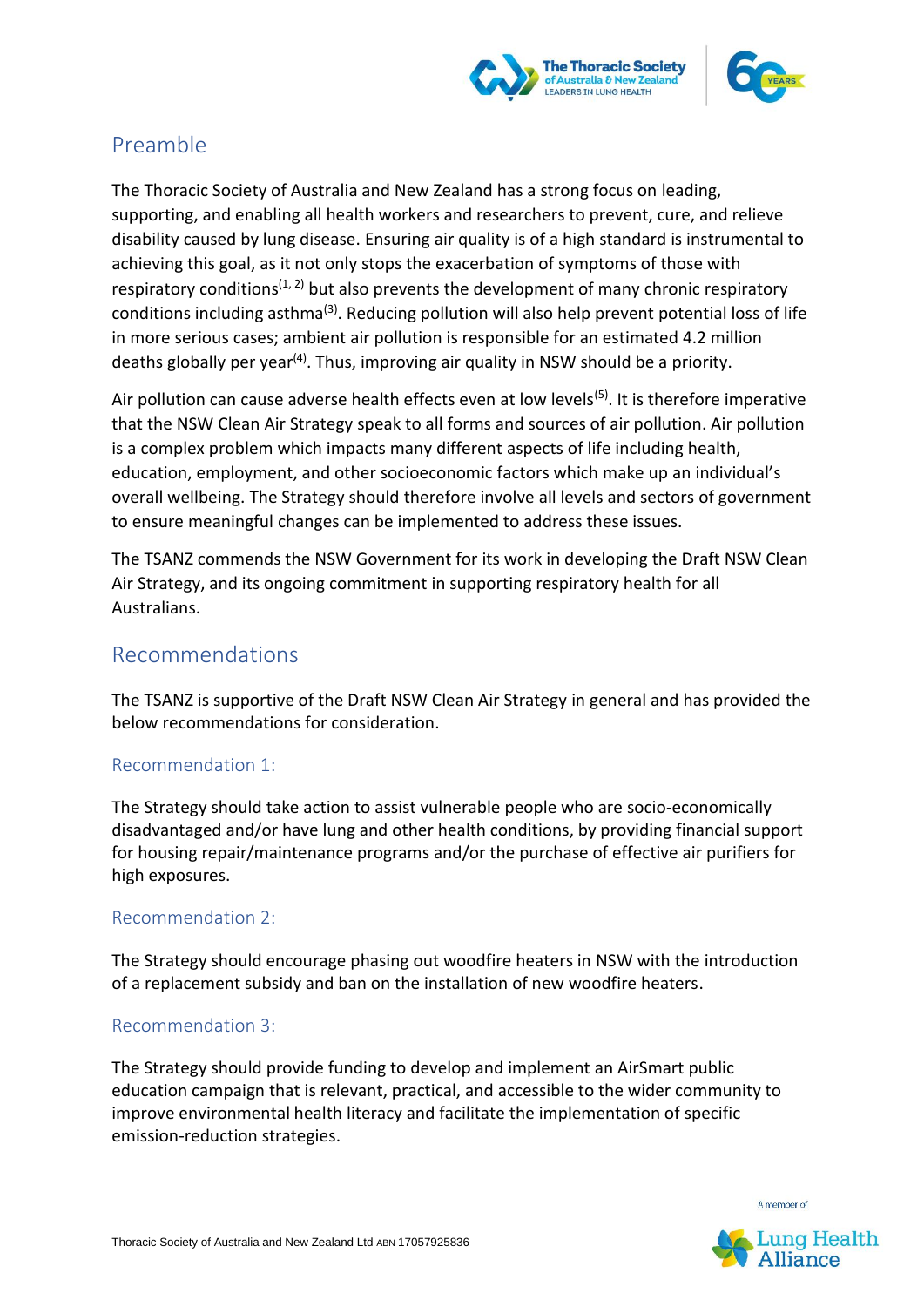## Preamble

The Thoracic Society of Australia and New Zealand has a strong focus on leading, supporting, and enabling all health workers and researchers to prevent, cure, and relieve disability caused by lung disease. Ensuring air quality is of a high standard is instrumental to achieving this goal, as it not only stops the exacerbation of symptoms of those with respiratory conditions[1, 2] but also prevents the development of many chronic respiratory conditions including asthma[3]. Reducing pollution will also help prevent potential loss of life in more serious cases; ambient air pollution is responsible for an estimated 4.2 million deaths globally per year[4]. Thus, improving air quality in NSW should be a priority.

Air pollution can cause adverse health effects even at low levels[5]. It is therefore imperative that the NSW Clean Air Strategy speak to all forms and sources of air pollution. Air pollution is a complex problem which impacts many different aspects of life including health, education, employment, and other socioeconomic factors which make up an individual's overall wellbeing. The Strategy should therefore involve all levels and sectors of government to ensure meaningful changes can be implemented to address these issues.

The TSANZ commends the NSW Government for its work in developing the Draft NSW Clean Air Strategy, and its ongoing commitment in supporting respiratory health for all Australians.

## Recommendations

The TSANZ is supportive of the Draft NSW Clean Air Strategy in general and has provided the below recommendations for consideration.

### Recommendation 1:

The Strategy should take action to assist vulnerable people who are socio-economically disadvantaged and/or have lung and other health conditions, by providing financial support for housing repair/maintenance programs and/or the purchase of effective air purifiers for high exposures.

### Recommendation 2:

The Strategy should encourage phasing out woodfire heaters in NSW with the introduction of a replacement subsidy and ban on the installation of new woodfire heaters.

### Recommendation 3:

The Strategy should provide funding to develop and implement an AirSmart public education campaign that is relevant, practical, and accessible to the wider community to improve environmental health literacy and facilitate the implementation of specific emission-reduction strategies.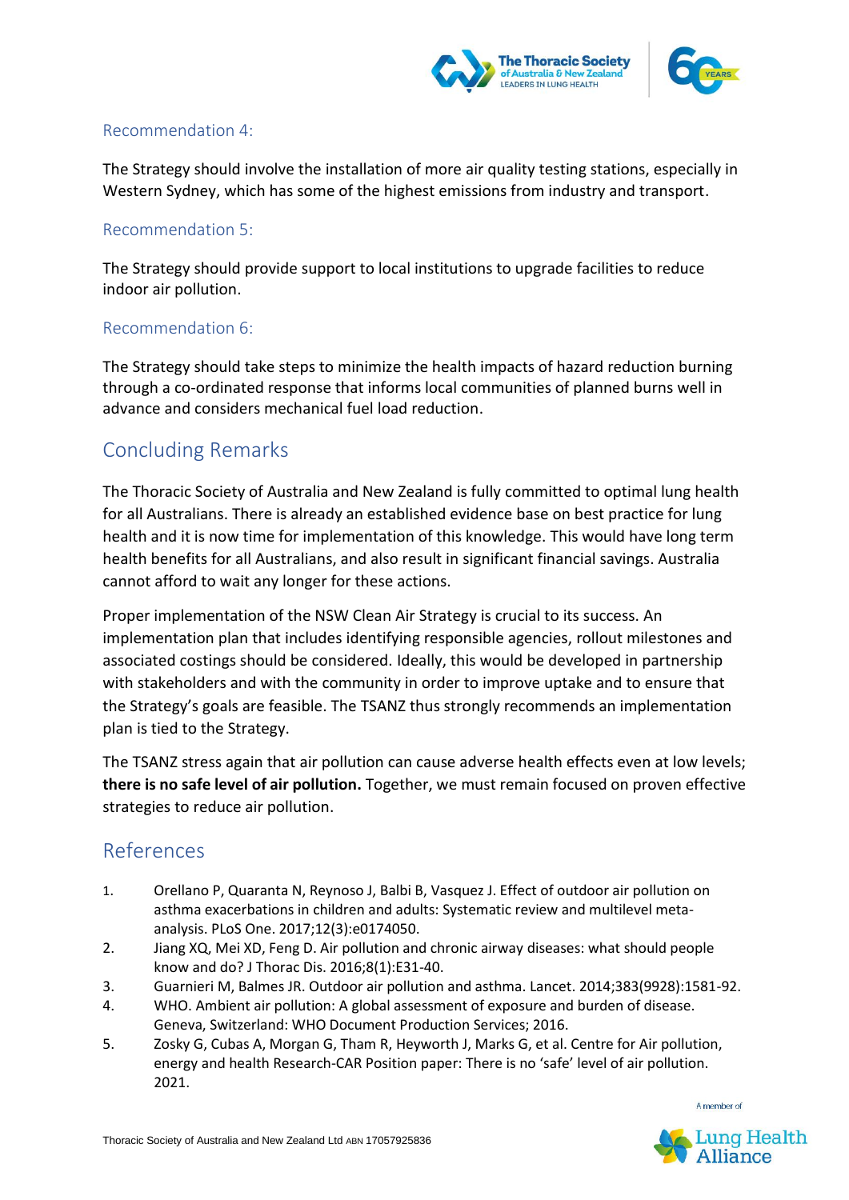### Recommendation 4:

The Strategy should involve the installation of more air quality testing stations, especially in Western Sydney, which has some of the highest emissions from industry and transport.

### Recommendation 5:

The Strategy should provide support to local institutions to upgrade facilities to reduce indoor air pollution.

### Recommendation 6:

The Strategy should take steps to minimize the health impacts of hazard reduction burning through a co-ordinated response that informs local communities of planned burns well in advance and considers mechanical fuel load reduction.

## Concluding Remarks

The Thoracic Society of Australia and New Zealand is fully committed to optimal lung health for all Australians. There is already an established evidence base on best practice for lung health and it is now time for implementation of this knowledge. This would have long term health benefits for all Australians, and also result in significant financial savings. Australia cannot afford to wait any longer for these actions.

Proper implementation of the NSW Clean Air Strategy is crucial to its success. An implementation plan that includes identifying responsible agencies, rollout milestones and associated costings should be considered. Ideally, this would be developed in partnership with stakeholders and with the community in order to improve uptake and to ensure that the Strategy's goals are feasible. The TSANZ thus strongly recommends an implementation plan is tied to the Strategy.

The TSANZ stress again that air pollution can cause adverse health effects even at low levels; **there is no safe level of air pollution.** Together, we must remain focused on proven effective strategies to reduce air pollution.

## References

1. Orellano P, Quaranta N, Reynoso J, Balbi B, Vasquez J. Effect of outdoor air pollution on asthma exacerbations in children and adults: Systematic review and multilevel meta-analysis. PLoS One. 2017;12(3):e0174050.
2. Jiang XQ, Mei XD, Feng D. Air pollution and chronic airway diseases: what should people know and do? J Thorac Dis. 2016;8(1):E31-40.
3. Guarnieri M, Balmes JR. Outdoor air pollution and asthma. Lancet. 2014;383(9928):1581-92.
4. WHO. Ambient air pollution: A global assessment of exposure and burden of disease. Geneva, Switzerland: WHO Document Production Services; 2016.
5. Zosky G, Cubas A, Morgan G, Tham R, Heyworth J, Marks G, et al. Centre for Air pollution, energy and health Research-CAR Position paper: There is no 'safe' level of air pollution. 2021.